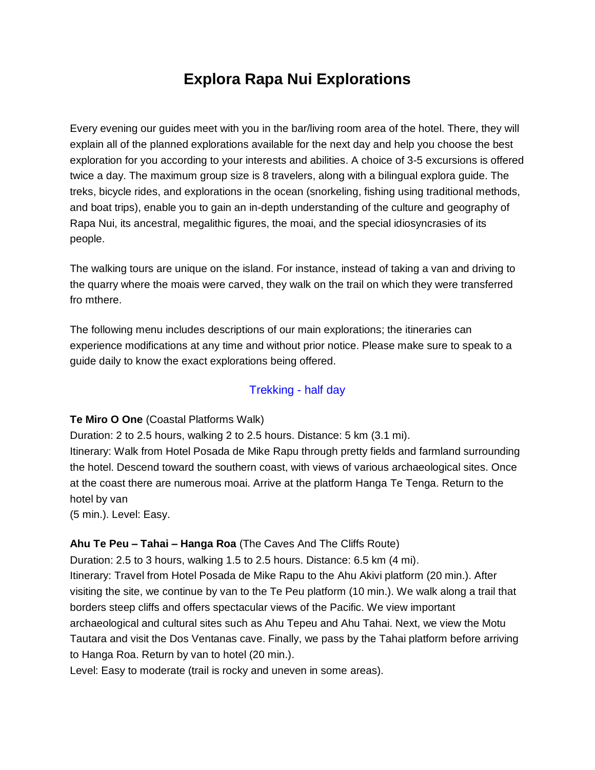# Explora Rapa Nui Explorations

Every evening our guides meet with you in the bar/living room area of the hotel. There, they will explain all of the planned explorations available for the next day and help you choose the best exploration for you according to your interests and abilities. A choice of 3-5 excursions is offered twice a day. The maximum group size is 8 travelers, along with a bilingual explora guide. The treks, bicycle rides, and explorations in the ocean (snorkeling, fishing using traditional methods, and boat trips), enable you to gain an in-depth understanding of the culture and geography of Rapa Nui, its ancestral, megalithic figures, the moai, and the special idiosyncrasies of its people.

The walking tours are unique on the island. For instance, instead of taking a van and driving to the quarry where the moais were carved, they walk on the trail on which they were transferred fro mthere.

The following menu includes descriptions of our main explorations; the itineraries can experience modifications at any time and without prior notice. Please make sure to speak to a guide daily to know the exact explorations being offered.

## Trekking - half day

**Te Miro O One** (Coastal Platforms Walk)
Duration: 2 to 2.5 hours, walking 2 to 2.5 hours. Distance: 5 km (3.1 mi).
Itinerary: Walk from Hotel Posada de Mike Rapu through pretty fields and farmland surrounding the hotel. Descend toward the southern coast, with views of various archaeological sites. Once at the coast there are numerous moai. Arrive at the platform Hanga Te Tenga. Return to the hotel by van
(5 min.). Level: Easy.

**Ahu Te Peu – Tahai – Hanga Roa** (The Caves And The Cliffs Route)
Duration: 2.5 to 3 hours, walking 1.5 to 2.5 hours. Distance: 6.5 km (4 mi).
Itinerary: Travel from Hotel Posada de Mike Rapu to the Ahu Akivi platform (20 min.). After visiting the site, we continue by van to the Te Peu platform (10 min.). We walk along a trail that borders steep cliffs and offers spectacular views of the Pacific. We view important archaeological and cultural sites such as Ahu Tepeu and Ahu Tahai. Next, we view the Motu Tautara and visit the Dos Ventanas cave. Finally, we pass by the Tahai platform before arriving to Hanga Roa. Return by van to hotel (20 min.).
Level: Easy to moderate (trail is rocky and uneven in some areas).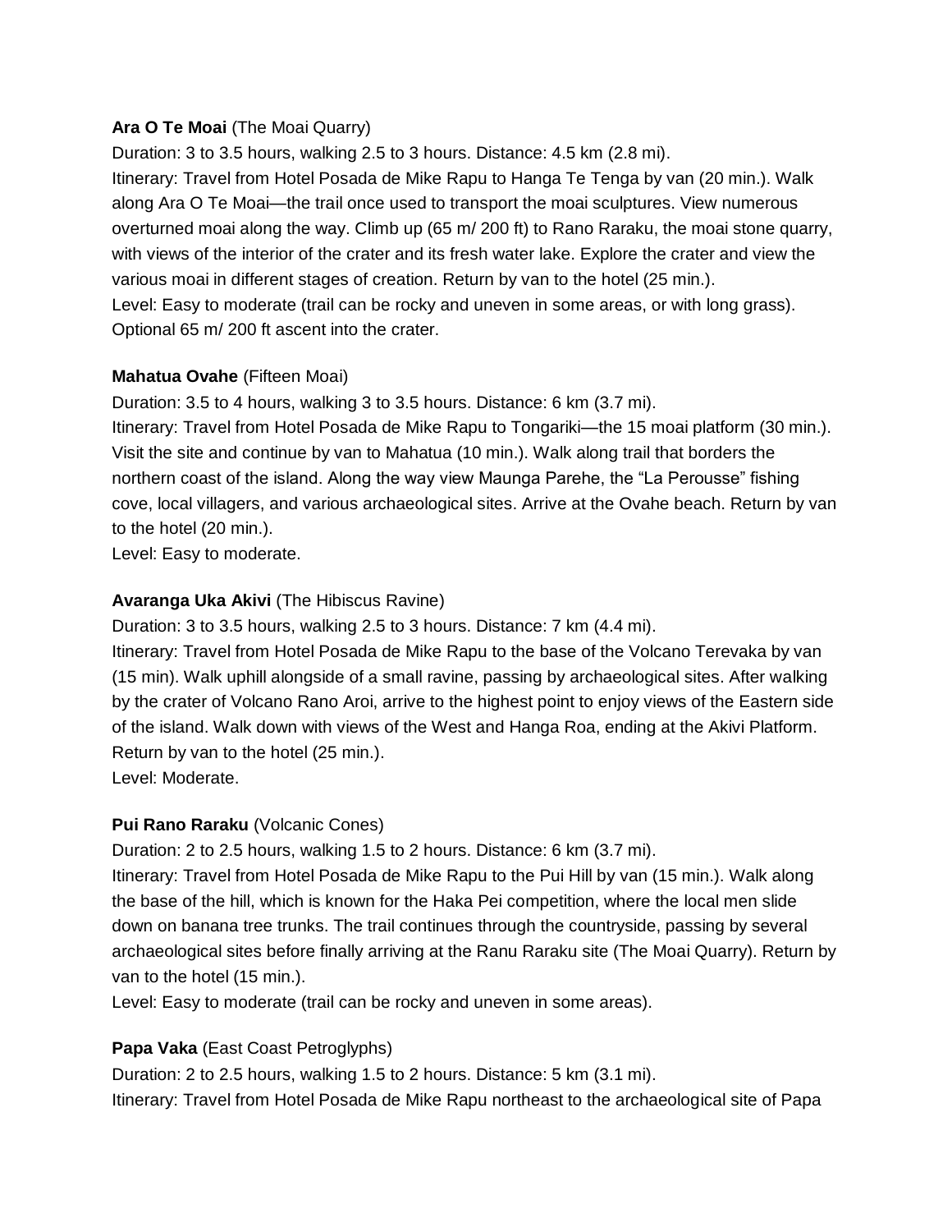**Ara O Te Moai** (The Moai Quarry)

Duration: 3 to 3.5 hours, walking 2.5 to 3 hours. Distance: 4.5 km (2.8 mi).

Itinerary: Travel from Hotel Posada de Mike Rapu to Hanga Te Tenga by van (20 min.). Walk along Ara O Te Moai—the trail once used to transport the moai sculptures. View numerous overturned moai along the way. Climb up (65 m/ 200 ft) to Rano Raraku, the moai stone quarry, with views of the interior of the crater and its fresh water lake. Explore the crater and view the various moai in different stages of creation. Return by van to the hotel (25 min.).

Level: Easy to moderate (trail can be rocky and uneven in some areas, or with long grass). Optional 65 m/ 200 ft ascent into the crater.

**Mahatua Ovahe** (Fifteen Moai)

Duration: 3.5 to 4 hours, walking 3 to 3.5 hours. Distance: 6 km (3.7 mi).

Itinerary: Travel from Hotel Posada de Mike Rapu to Tongariki—the 15 moai platform (30 min.). Visit the site and continue by van to Mahatua (10 min.). Walk along trail that borders the northern coast of the island. Along the way view Maunga Parehe, the "La Perousse" fishing cove, local villagers, and various archaeological sites. Arrive at the Ovahe beach. Return by van to the hotel (20 min.).

Level: Easy to moderate.

**Avaranga Uka Akivi** (The Hibiscus Ravine)

Duration: 3 to 3.5 hours, walking 2.5 to 3 hours. Distance: 7 km (4.4 mi).

Itinerary: Travel from Hotel Posada de Mike Rapu to the base of the Volcano Terevaka by van (15 min). Walk uphill alongside of a small ravine, passing by archaeological sites. After walking by the crater of Volcano Rano Aroi, arrive to the highest point to enjoy views of the Eastern side of the island. Walk down with views of the West and Hanga Roa, ending at the Akivi Platform. Return by van to the hotel (25 min.).

Level: Moderate.

**Pui Rano Raraku** (Volcanic Cones)

Duration: 2 to 2.5 hours, walking 1.5 to 2 hours. Distance: 6 km (3.7 mi).

Itinerary: Travel from Hotel Posada de Mike Rapu to the Pui Hill by van (15 min.). Walk along the base of the hill, which is known for the Haka Pei competition, where the local men slide down on banana tree trunks. The trail continues through the countryside, passing by several archaeological sites before finally arriving at the Ranu Raraku site (The Moai Quarry). Return by van to the hotel (15 min.).

Level: Easy to moderate (trail can be rocky and uneven in some areas).

**Papa Vaka** (East Coast Petroglyphs)

Duration: 2 to 2.5 hours, walking 1.5 to 2 hours. Distance: 5 km (3.1 mi).

Itinerary: Travel from Hotel Posada de Mike Rapu northeast to the archaeological site of Papa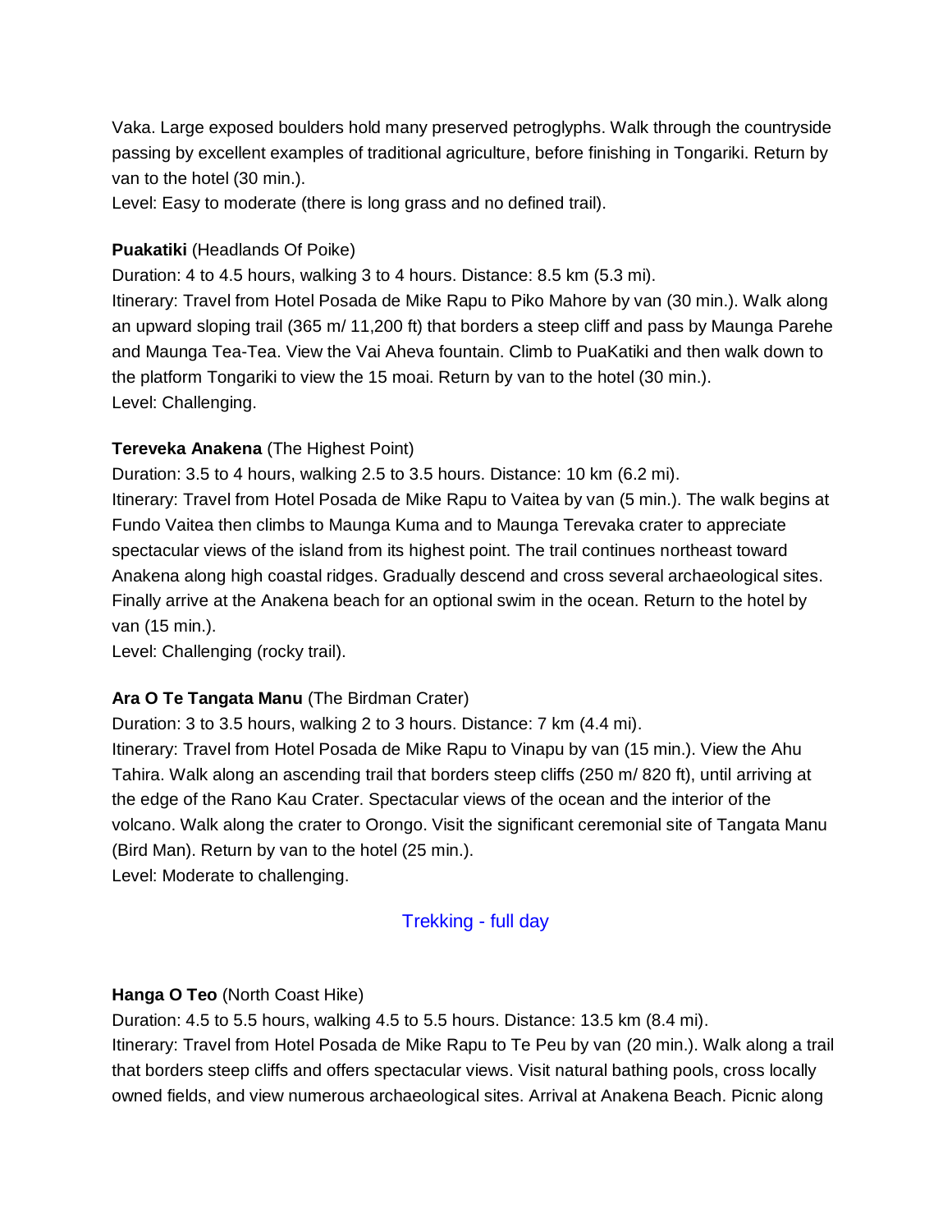Vaka. Large exposed boulders hold many preserved petroglyphs. Walk through the countryside passing by excellent examples of traditional agriculture, before finishing in Tongariki. Return by van to the hotel (30 min.).
Level: Easy to moderate (there is long grass and no defined trail).

**Puakatiki** (Headlands Of Poike)
Duration: 4 to 4.5 hours, walking 3 to 4 hours. Distance: 8.5 km (5.3 mi).
Itinerary: Travel from Hotel Posada de Mike Rapu to Piko Mahore by van (30 min.). Walk along an upward sloping trail (365 m/ 11,200 ft) that borders a steep cliff and pass by Maunga Parehe and Maunga Tea-Tea. View the Vai Aheva fountain. Climb to PuaKatiki and then walk down to the platform Tongariki to view the 15 moai. Return by van to the hotel (30 min.).
Level: Challenging.

**Tereveka Anakena** (The Highest Point)
Duration: 3.5 to 4 hours, walking 2.5 to 3.5 hours. Distance: 10 km (6.2 mi).
Itinerary: Travel from Hotel Posada de Mike Rapu to Vaitea by van (5 min.). The walk begins at Fundo Vaitea then climbs to Maunga Kuma and to Maunga Terevaka crater to appreciate spectacular views of the island from its highest point. The trail continues northeast toward Anakena along high coastal ridges. Gradually descend and cross several archaeological sites. Finally arrive at the Anakena beach for an optional swim in the ocean. Return to the hotel by van (15 min.).
Level: Challenging (rocky trail).

**Ara O Te Tangata Manu** (The Birdman Crater)
Duration: 3 to 3.5 hours, walking 2 to 3 hours. Distance: 7 km (4.4 mi).
Itinerary: Travel from Hotel Posada de Mike Rapu to Vinapu by van (15 min.). View the Ahu Tahira. Walk along an ascending trail that borders steep cliffs (250 m/ 820 ft), until arriving at the edge of the Rano Kau Crater. Spectacular views of the ocean and the interior of the volcano. Walk along the crater to Orongo. Visit the significant ceremonial site of Tangata Manu (Bird Man). Return by van to the hotel (25 min.).
Level: Moderate to challenging.

## Trekking - full day

**Hanga O Teo** (North Coast Hike)
Duration: 4.5 to 5.5 hours, walking 4.5 to 5.5 hours. Distance: 13.5 km (8.4 mi).
Itinerary: Travel from Hotel Posada de Mike Rapu to Te Peu by van (20 min.). Walk along a trail that borders steep cliffs and offers spectacular views. Visit natural bathing pools, cross locally owned fields, and view numerous archaeological sites. Arrival at Anakena Beach. Picnic along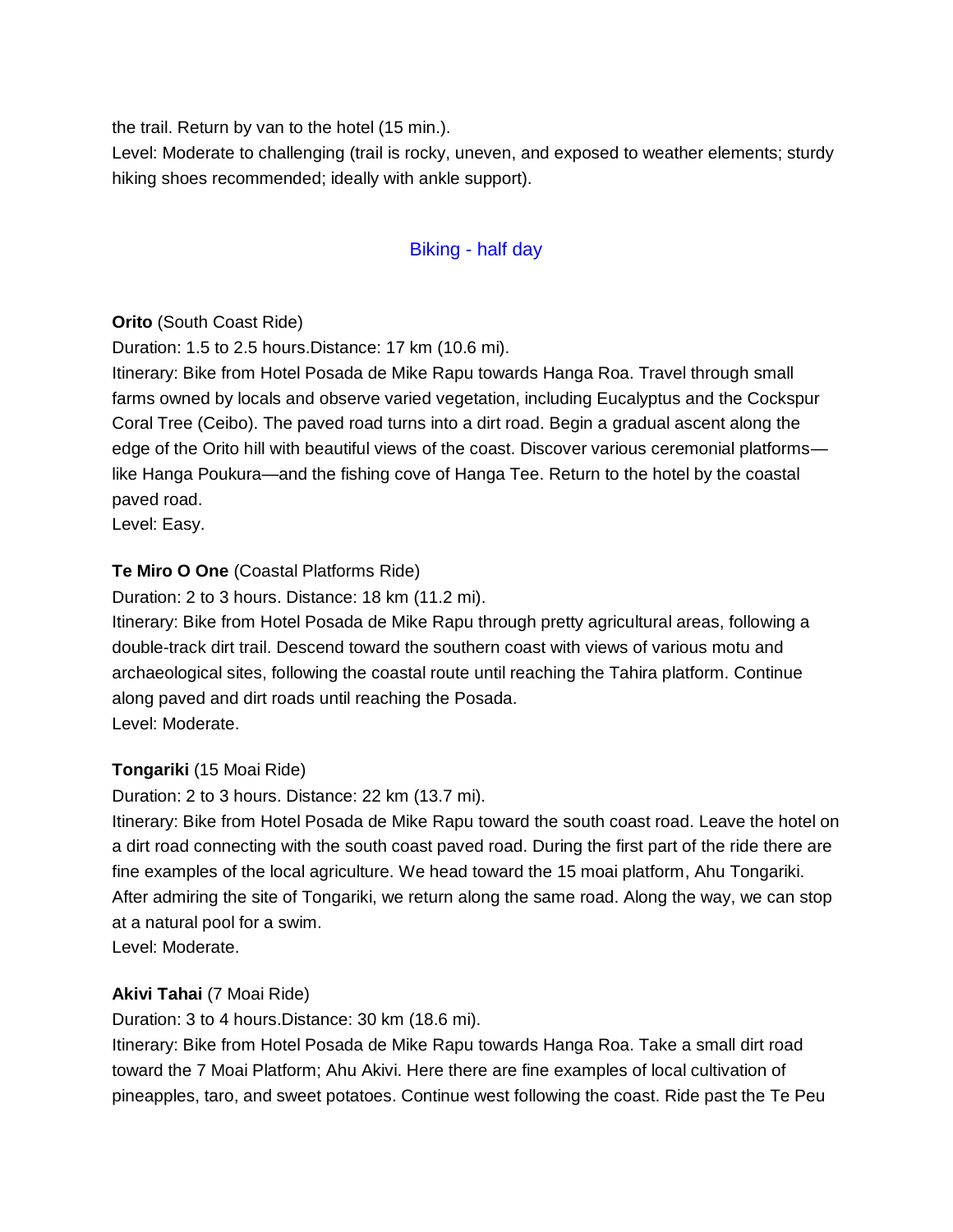the trail. Return by van to the hotel (15 min.).
Level: Moderate to challenging (trail is rocky, uneven, and exposed to weather elements; sturdy hiking shoes recommended; ideally with ankle support).

## Biking - half day

**Orito** (South Coast Ride)
Duration: 1.5 to 2.5 hours.Distance: 17 km (10.6 mi).
Itinerary: Bike from Hotel Posada de Mike Rapu towards Hanga Roa. Travel through small farms owned by locals and observe varied vegetation, including Eucalyptus and the Cockspur Coral Tree (Ceibo). The paved road turns into a dirt road. Begin a gradual ascent along the edge of the Orito hill with beautiful views of the coast. Discover various ceremonial platforms—like Hanga Poukura—and the fishing cove of Hanga Tee. Return to the hotel by the coastal paved road.
Level: Easy.

**Te Miro O One** (Coastal Platforms Ride)
Duration: 2 to 3 hours. Distance: 18 km (11.2 mi).
Itinerary: Bike from Hotel Posada de Mike Rapu through pretty agricultural areas, following a double-track dirt trail. Descend toward the southern coast with views of various motu and archaeological sites, following the coastal route until reaching the Tahira platform. Continue along paved and dirt roads until reaching the Posada.
Level: Moderate.

**Tongariki** (15 Moai Ride)
Duration: 2 to 3 hours. Distance: 22 km (13.7 mi).
Itinerary: Bike from Hotel Posada de Mike Rapu toward the south coast road. Leave the hotel on a dirt road connecting with the south coast paved road. During the first part of the ride there are fine examples of the local agriculture. We head toward the 15 moai platform, Ahu Tongariki. After admiring the site of Tongariki, we return along the same road. Along the way, we can stop at a natural pool for a swim.
Level: Moderate.

**Akivi Tahai** (7 Moai Ride)
Duration: 3 to 4 hours.Distance: 30 km (18.6 mi).
Itinerary: Bike from Hotel Posada de Mike Rapu towards Hanga Roa. Take a small dirt road toward the 7 Moai Platform; Ahu Akivi. Here there are fine examples of local cultivation of pineapples, taro, and sweet potatoes. Continue west following the coast. Ride past the Te Peu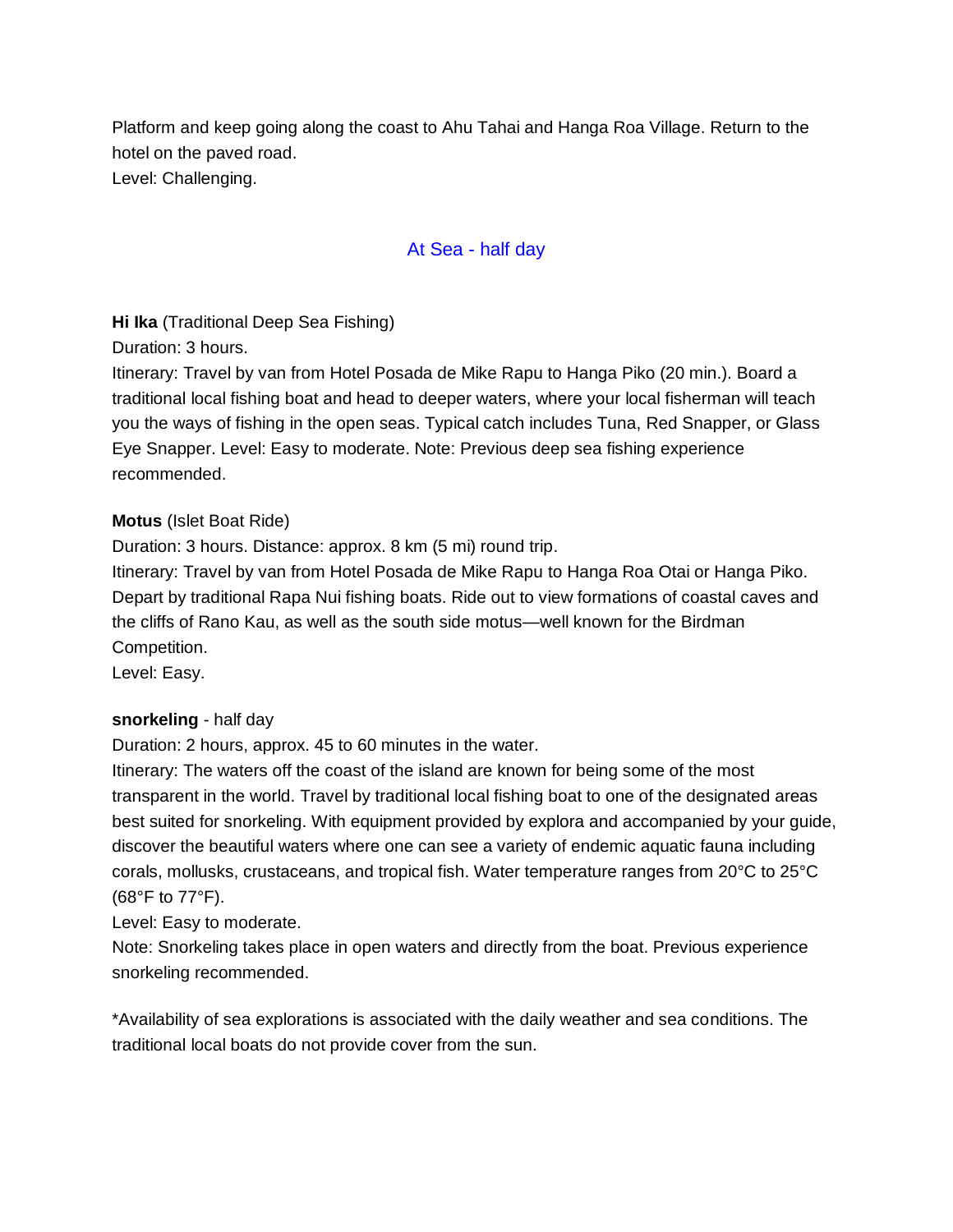Platform and keep going along the coast to Ahu Tahai and Hanga Roa Village. Return to the hotel on the paved road.
Level: Challenging.

## At Sea - half day

**Hi Ika** (Traditional Deep Sea Fishing)
Duration: 3 hours.
Itinerary: Travel by van from Hotel Posada de Mike Rapu to Hanga Piko (20 min.). Board a traditional local fishing boat and head to deeper waters, where your local fisherman will teach you the ways of fishing in the open seas. Typical catch includes Tuna, Red Snapper, or Glass Eye Snapper. Level: Easy to moderate. Note: Previous deep sea fishing experience recommended.

**Motus** (Islet Boat Ride)
Duration: 3 hours. Distance: approx. 8 km (5 mi) round trip.
Itinerary: Travel by van from Hotel Posada de Mike Rapu to Hanga Roa Otai or Hanga Piko. Depart by traditional Rapa Nui fishing boats. Ride out to view formations of coastal caves and the cliffs of Rano Kau, as well as the south side motus—well known for the Birdman Competition.
Level: Easy.

**snorkeling** - half day
Duration: 2 hours, approx. 45 to 60 minutes in the water.
Itinerary: The waters off the coast of the island are known for being some of the most transparent in the world. Travel by traditional local fishing boat to one of the designated areas best suited for snorkeling. With equipment provided by explora and accompanied by your guide, discover the beautiful waters where one can see a variety of endemic aquatic fauna including corals, mollusks, crustaceans, and tropical fish. Water temperature ranges from 20°C to 25°C (68°F to 77°F).
Level: Easy to moderate.
Note: Snorkeling takes place in open waters and directly from the boat. Previous experience snorkeling recommended.

*Availability of sea explorations is associated with the daily weather and sea conditions. The traditional local boats do not provide cover from the sun.